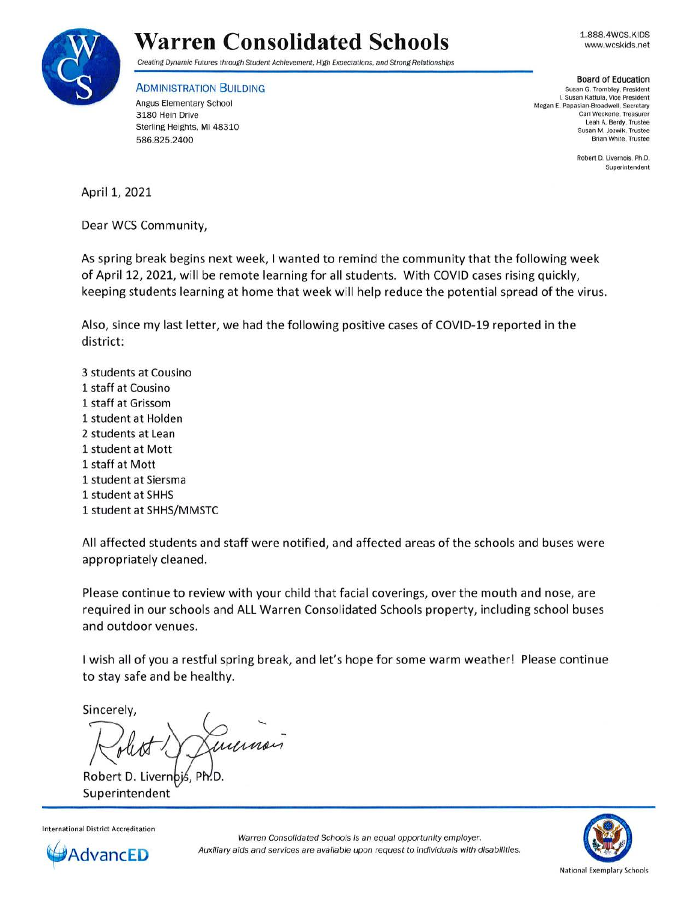# Warren Consolidated Schools

*Creating Dynamic Futures through Student Achievement, High Expectations, and Strong Relationships*

1.888.4WCS.KIDS
www.wcskids.net

**ADMINISTRATION BUILDING**
Angus Elementary School
3180 Hein Drive
Sterling Heights, MI 48310
586.825.2400

**Board of Education**
Susan G. Trombley, President
I. Susan Kattula, Vice President
Megan E. Papasian-Broadwell, Secretary
Carl Weckerle, Treasurer
Leah A. Berdy, Trustee
Susan M. Jozwik, Trustee
Brian White, Trustee

Robert D. Livernois, Ph.D.
Superintendent

April 1, 2021

Dear WCS Community,

As spring break begins next week, I wanted to remind the community that the following week of April 12, 2021, will be remote learning for all students. With COVID cases rising quickly, keeping students learning at home that week will help reduce the potential spread of the virus.

Also, since my last letter, we had the following positive cases of COVID-19 reported in the district:

3 students at Cousino
1 staff at Cousino
1 staff at Grissom
1 student at Holden
2 students at Lean
1 student at Mott
1 staff at Mott
1 student at Siersma
1 student at SHHS
1 student at SHHS/MMSTC

All affected students and staff were notified, and affected areas of the schools and buses were appropriately cleaned.

Please continue to review with your child that facial coverings, over the mouth and nose, are required in our schools and ALL Warren Consolidated Schools property, including school buses and outdoor venues.

I wish all of you a restful spring break, and let's hope for some warm weather! Please continue to stay safe and be healthy.

Sincerely,

Robert D. Livernois, Ph.D.
Superintendent

International District Accreditation
AdvancED

*Warren Consolidated Schools is an equal opportunity employer.*
*Auxiliary aids and services are available upon request to individuals with disabilities.*

National Exemplary Schools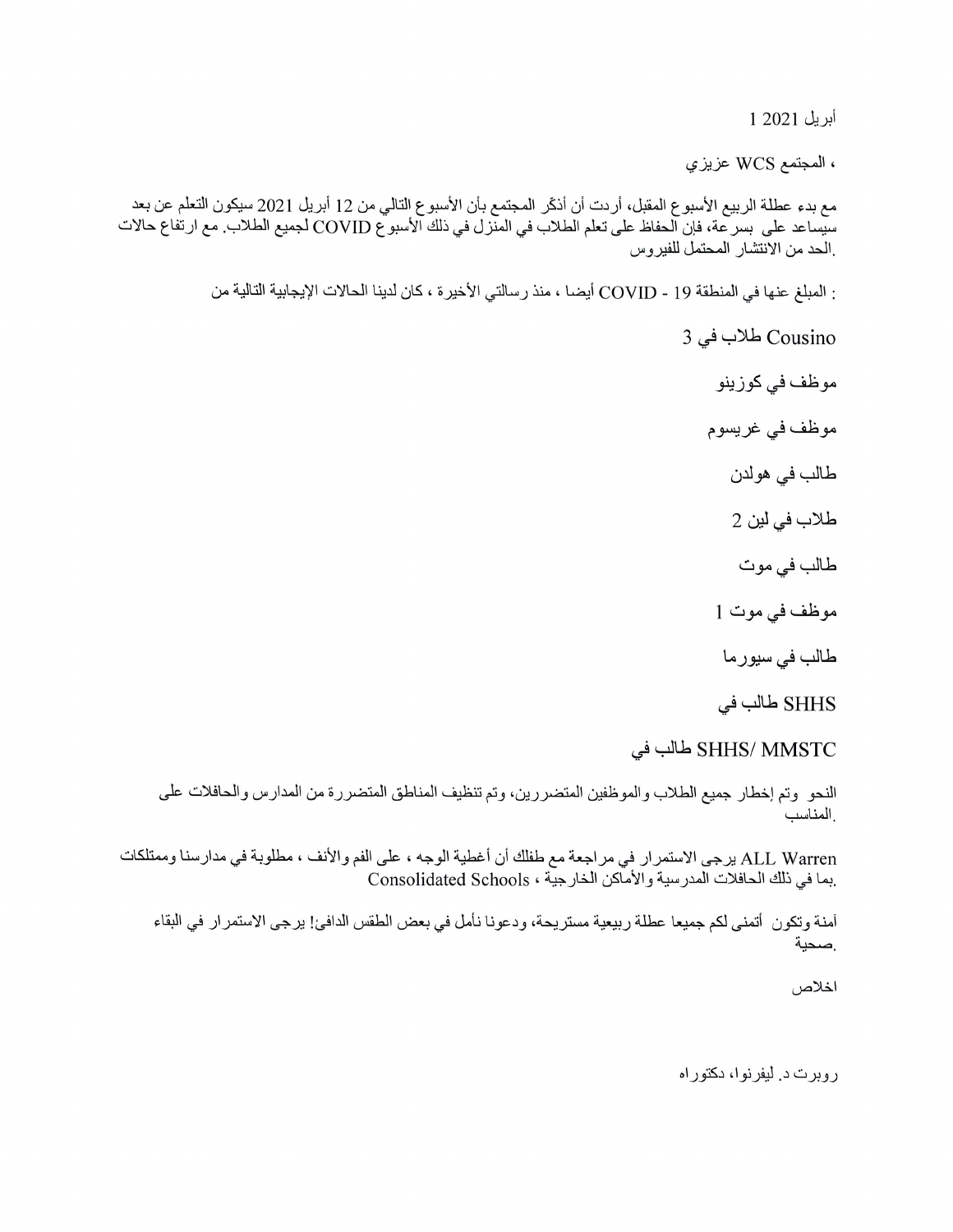أبريل 2021 1

، المجتمع WCS عزيزي

مع بدء عطلة الربيع الأسبوع المقبل، أردت أن أذكّر المجتمع بأن الأسبوع التالي من 12 أبريل 2021 سيكون التعلم عن بعد سيساعد على بسرعة، فإن الحفاظ على تعلم الطلاب في المنزل في ذلك الأسبوع COVID لجميع الطلاب. مع ارتفاع حالات الحد من الانتشار المحتمل للفيروس.

: المبلغ عنها في المنطقة 19 - COVID أيضا ، منذ رسالتي الأخيرة ، كان لدينا الحالات الإيجابية التالية من

Cousino طلاب في 3

موظف في كوزينو

موظف في غريسوم

طالب في هولدن

طلاب في لين 2

طالب في موت

موظف في موت 1

طالب في سيورما

SHHS طالب في

SHHS/ MMSTC طالب في

النحو وتم إخطار جميع الطلاب والموظفين المتضررين، وتم تنظيف المناطق المتضررة من المدارس والحافلات على المناسب.

ALL Warren يرجى الاستمرار في مراجعة مع طفلك أن أغطية الوجه ، على الفم والأنف ، مطلوبة في مدارسنا وممتلكات Consolidated Schools ، بما في ذلك الحافلات المدرسية والأماكن الخارجية.

آمنة وتكون أتمنى لكم جميعا عطلة ربيعية مستريحة، ودعونا نأمل في بعض الطقس الدافئ! يرجى الاستمرار في البقاء صحية.

اخلاص

روبرت د. ليفرنوا، دكتوراه